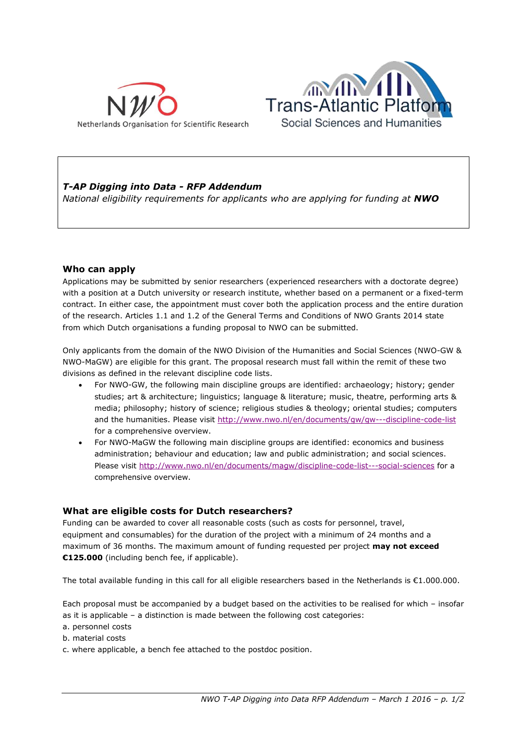Netherlands Organisation for Scientific Research

Trans-Atlantic Platform
Social Sciences and Humanities

***T-AP Digging into Data - RFP Addendum***

*National eligibility requirements for applicants who are applying for funding at **NWO***

## Who can apply

Applications may be submitted by senior researchers (experienced researchers with a doctorate degree) with a position at a Dutch university or research institute, whether based on a permanent or a fixed-term contract. In either case, the appointment must cover both the application process and the entire duration of the research. Articles 1.1 and 1.2 of the General Terms and Conditions of NWO Grants 2014 state from which Dutch organisations a funding proposal to NWO can be submitted.

Only applicants from the domain of the NWO Division of the Humanities and Social Sciences (NWO-GW & NWO-MaGW) are eligible for this grant. The proposal research must fall within the remit of these two divisions as defined in the relevant discipline code lists.

- For NWO-GW, the following main discipline groups are identified: archaeology; history; gender studies; art & architecture; linguistics; language & literature; music, theatre, performing arts & media; philosophy; history of science; religious studies & theology; oriental studies; computers and the humanities. Please visit http://www.nwo.nl/en/documents/gw/gw---discipline-code-list for a comprehensive overview.
- For NWO-MaGW the following main discipline groups are identified: economics and business administration; behaviour and education; law and public administration; and social sciences. Please visit http://www.nwo.nl/en/documents/magw/discipline-code-list---social-sciences for a comprehensive overview.

## What are eligible costs for Dutch researchers?

Funding can be awarded to cover all reasonable costs (such as costs for personnel, travel, equipment and consumables) for the duration of the project with a minimum of 24 months and a maximum of 36 months. The maximum amount of funding requested per project **may not exceed €125.000** (including bench fee, if applicable).

The total available funding in this call for all eligible researchers based in the Netherlands is €1.000.000.

Each proposal must be accompanied by a budget based on the activities to be realised for which – insofar as it is applicable – a distinction is made between the following cost categories:

a. personnel costs
b. material costs
c. where applicable, a bench fee attached to the postdoc position.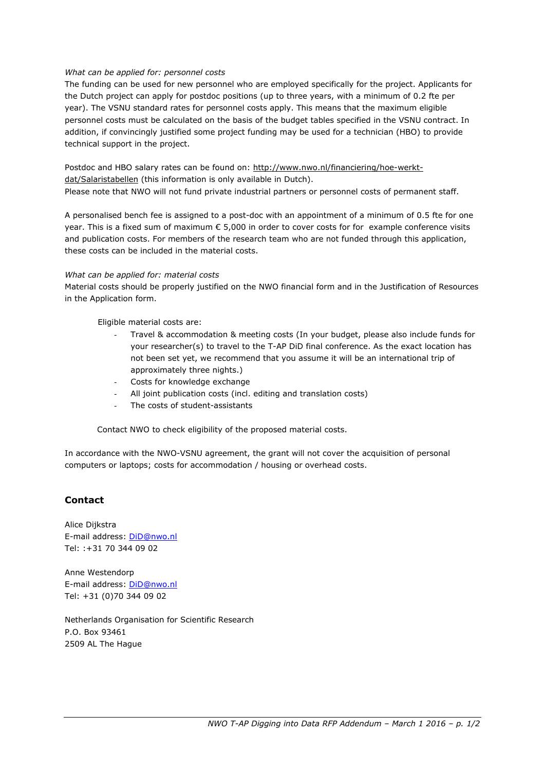*What can be applied for: personnel costs*

The funding can be used for new personnel who are employed specifically for the project. Applicants for the Dutch project can apply for postdoc positions (up to three years, with a minimum of 0.2 fte per year). The VSNU standard rates for personnel costs apply. This means that the maximum eligible personnel costs must be calculated on the basis of the budget tables specified in the VSNU contract. In addition, if convincingly justified some project funding may be used for a technician (HBO) to provide technical support in the project.

Postdoc and HBO salary rates can be found on: [http://www.nwo.nl/financiering/hoe-werkt-dat/Salaristabellen](http://www.nwo.nl/financiering/hoe-werkt-dat/Salaristabellen) (this information is only available in Dutch).
Please note that NWO will not fund private industrial partners or personnel costs of permanent staff.

A personalised bench fee is assigned to a post-doc with an appointment of a minimum of 0.5 fte for one year. This is a fixed sum of maximum € 5,000 in order to cover costs for for example conference visits and publication costs. For members of the research team who are not funded through this application, these costs can be included in the material costs.

*What can be applied for: material costs*

Material costs should be properly justified on the NWO financial form and in the Justification of Resources in the Application form.

Eligible material costs are:

- Travel & accommodation & meeting costs (In your budget, please also include funds for your researcher(s) to travel to the T-AP DiD final conference. As the exact location has not been set yet, we recommend that you assume it will be an international trip of approximately three nights.)
- Costs for knowledge exchange
- All joint publication costs (incl. editing and translation costs)
- The costs of student-assistants

Contact NWO to check eligibility of the proposed material costs.

In accordance with the NWO-VSNU agreement, the grant will not cover the acquisition of personal computers or laptops; costs for accommodation / housing or overhead costs.

## Contact

Alice Dijkstra
E-mail address: [DiD@nwo.nl](mailto:DiD@nwo.nl)
Tel: :+31 70 344 09 02

Anne Westendorp
E-mail address: [DiD@nwo.nl](mailto:DiD@nwo.nl)
Tel: +31 (0)70 344 09 02

Netherlands Organisation for Scientific Research
P.O. Box 93461
2509 AL The Hague